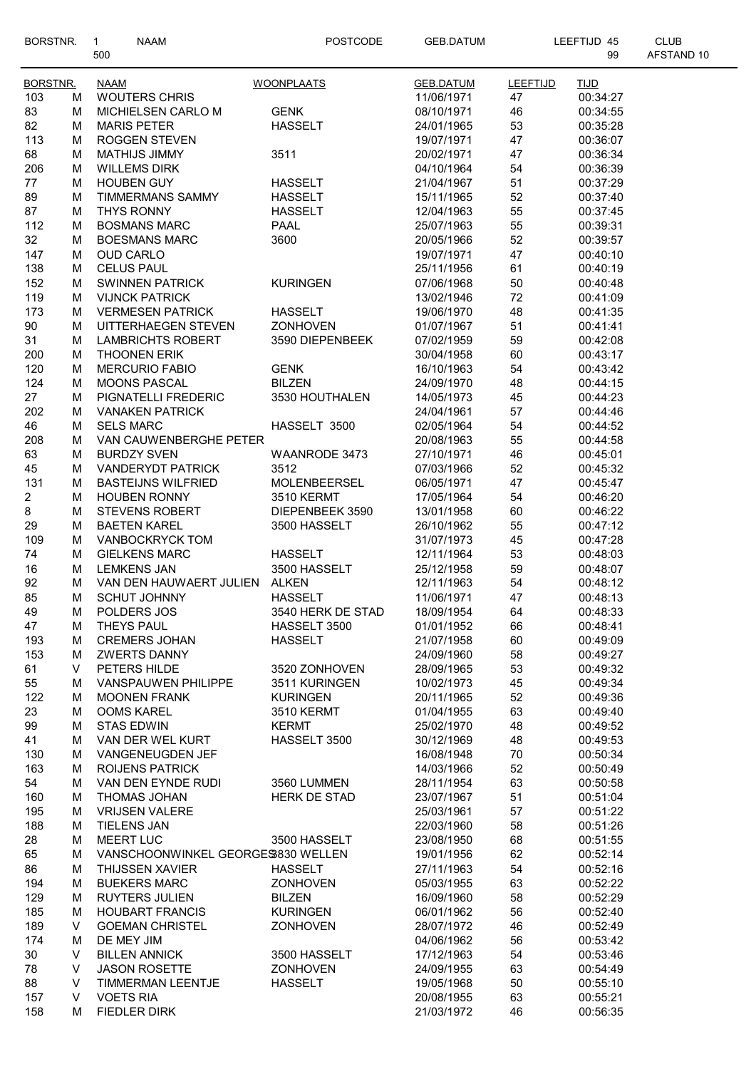| BORSTNR. | 1 | NAAM | POSTCODE | GEB.DATUM | LEEFTIJD 45 | CLUB |
|---|---|---|---|---|---|---|
| | 500 | | | | 99 | AFSTAND 10 |

| BORSTNR. | | NAAM | WOONPLAATS | GEB.DATUM | LEEFTIJD | TIJD |
|---|---|---|---|---|---|---|
| 103 | M | WOUTERS CHRIS | | 11/06/1971 | 47 | 00:34:27 |
| 83 | M | MICHIELSEN CARLO M | GENK | 08/10/1971 | 46 | 00:34:55 |
| 82 | M | MARIS PETER | HASSELT | 24/01/1965 | 53 | 00:35:28 |
| 113 | M | ROGGEN STEVEN | | 19/07/1971 | 47 | 00:36:07 |
| 68 | M | MATHIJS JIMMY | 3511 | 20/02/1971 | 47 | 00:36:34 |
| 206 | M | WILLEMS DIRK | | 04/10/1964 | 54 | 00:36:39 |
| 77 | M | HOUBEN GUY | HASSELT | 21/04/1967 | 51 | 00:37:29 |
| 89 | M | TIMMERMANS SAMMY | HASSELT | 15/11/1965 | 52 | 00:37:40 |
| 87 | M | THYS RONNY | HASSELT | 12/04/1963 | 55 | 00:37:45 |
| 112 | M | BOSMANS MARC | PAAL | 25/07/1963 | 55 | 00:39:31 |
| 32 | M | BOESMANS MARC | 3600 | 20/05/1966 | 52 | 00:39:57 |
| 147 | M | OUD CARLO | | 19/07/1971 | 47 | 00:40:10 |
| 138 | M | CELUS PAUL | | 25/11/1956 | 61 | 00:40:19 |
| 152 | M | SWINNEN PATRICK | KURINGEN | 07/06/1968 | 50 | 00:40:48 |
| 119 | M | VIJNCK PATRICK | | 13/02/1946 | 72 | 00:41:09 |
| 173 | M | VERMESEN PATRICK | HASSELT | 19/06/1970 | 48 | 00:41:35 |
| 90 | M | UITTERHAEGEN STEVEN | ZONHOVEN | 01/07/1967 | 51 | 00:41:41 |
| 31 | M | LAMBRICHTS ROBERT | 3590 DIEPENBEEK | 07/02/1959 | 59 | 00:42:08 |
| 200 | M | THOONEN ERIK | | 30/04/1958 | 60 | 00:43:17 |
| 120 | M | MERCURIO FABIO | GENK | 16/10/1963 | 54 | 00:43:42 |
| 124 | M | MOONS PASCAL | BILZEN | 24/09/1970 | 48 | 00:44:15 |
| 27 | M | PIGNATELLI FREDERIC | 3530 HOUTHALEN | 14/05/1973 | 45 | 00:44:23 |
| 202 | M | VANAKEN PATRICK | | 24/04/1961 | 57 | 00:44:46 |
| 46 | M | SELS MARC | HASSELT 3500 | 02/05/1964 | 54 | 00:44:52 |
| 208 | M | VAN CAUWENBERGHE PETER | | 20/08/1963 | 55 | 00:44:58 |
| 63 | M | BURDZY SVEN | WAANRODE 3473 | 27/10/1971 | 46 | 00:45:01 |
| 45 | M | VANDERYDT PATRICK | 3512 | 07/03/1966 | 52 | 00:45:32 |
| 131 | M | BASTEIJNS WILFRIED | MOLENBEERSEL | 06/05/1971 | 47 | 00:45:47 |
| 2 | M | HOUBEN RONNY | 3510 KERMT | 17/05/1964 | 54 | 00:46:20 |
| 8 | M | STEVENS ROBERT | DIEPENBEEK 3590 | 13/01/1958 | 60 | 00:46:22 |
| 29 | M | BAETEN KAREL | 3500 HASSELT | 26/10/1962 | 55 | 00:47:12 |
| 109 | M | VANBOCKRYCK TOM | | 31/07/1973 | 45 | 00:47:28 |
| 74 | M | GIELKENS MARC | HASSELT | 12/11/1964 | 53 | 00:48:03 |
| 16 | M | LEMKENS JAN | 3500 HASSELT | 25/12/1958 | 59 | 00:48:07 |
| 92 | M | VAN DEN HAUWAERT JULIEN | ALKEN | 12/11/1963 | 54 | 00:48:12 |
| 85 | M | SCHUT JOHNNY | HASSELT | 11/06/1971 | 47 | 00:48:13 |
| 49 | M | POLDERS JOS | 3540 HERK DE STAD | 18/09/1954 | 64 | 00:48:33 |
| 47 | M | THEYS PAUL | HASSELT 3500 | 01/01/1952 | 66 | 00:48:41 |
| 193 | M | CREMERS JOHAN | HASSELT | 21/07/1958 | 60 | 00:49:09 |
| 153 | M | ZWERTS DANNY | | 24/09/1960 | 58 | 00:49:27 |
| 61 | V | PETERS HILDE | 3520 ZONHOVEN | 28/09/1965 | 53 | 00:49:32 |
| 55 | M | VANSPAUWEN PHILIPPE | 3511 KURINGEN | 10/02/1973 | 45 | 00:49:34 |
| 122 | M | MOONEN FRANK | KURINGEN | 20/11/1965 | 52 | 00:49:36 |
| 23 | M | OOMS KAREL | 3510 KERMT | 01/04/1955 | 63 | 00:49:40 |
| 99 | M | STAS EDWIN | KERMT | 25/02/1970 | 48 | 00:49:52 |
| 41 | M | VAN DER WEL KURT | HASSELT 3500 | 30/12/1969 | 48 | 00:49:53 |
| 130 | M | VANGENEUGDEN JEF | | 16/08/1948 | 70 | 00:50:34 |
| 163 | M | ROIJENS PATRICK | | 14/03/1966 | 52 | 00:50:49 |
| 54 | M | VAN DEN EYNDE RUDI | 3560 LUMMEN | 28/11/1954 | 63 | 00:50:58 |
| 160 | M | THOMAS JOHAN | HERK DE STAD | 23/07/1967 | 51 | 00:51:04 |
| 195 | M | VRIJSEN VALERE | | 25/03/1961 | 57 | 00:51:22 |
| 188 | M | TIELENS JAN | | 22/03/1960 | 58 | 00:51:26 |
| 28 | M | MEERT LUC | 3500 HASSELT | 23/08/1950 | 68 | 00:51:55 |
| 65 | M | VANSCHOONWINKEL GEORGES | 3830 WELLEN | 19/01/1956 | 62 | 00:52:14 |
| 86 | M | THIJSSEN XAVIER | HASSELT | 27/11/1963 | 54 | 00:52:16 |
| 194 | M | BUEKERS MARC | ZONHOVEN | 05/03/1955 | 63 | 00:52:22 |
| 129 | M | RUYTERS JULIEN | BILZEN | 16/09/1960 | 58 | 00:52:29 |
| 185 | M | HOUBART FRANCIS | KURINGEN | 06/01/1962 | 56 | 00:52:40 |
| 189 | V | GOEMAN CHRISTEL | ZONHOVEN | 28/07/1972 | 46 | 00:52:49 |
| 174 | M | DE MEY JIM | | 04/06/1962 | 56 | 00:53:42 |
| 30 | V | BILLEN ANNICK | 3500 HASSELT | 17/12/1963 | 54 | 00:53:46 |
| 78 | V | JASON ROSETTE | ZONHOVEN | 24/09/1955 | 63 | 00:54:49 |
| 88 | V | TIMMERMAN LEENTJE | HASSELT | 19/05/1968 | 50 | 00:55:10 |
| 157 | V | VOETS RIA | | 20/08/1955 | 63 | 00:55:21 |
| 158 | M | FIEDLER DIRK | | 21/03/1972 | 46 | 00:56:35 |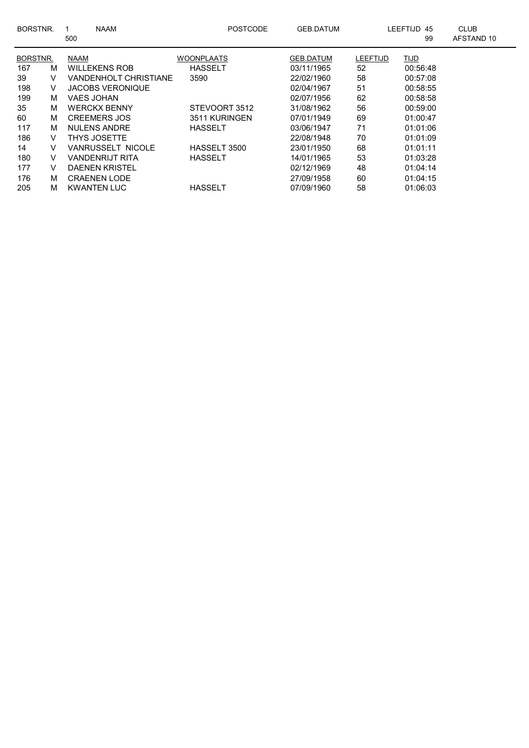| BORSTNR. | | NAAM | WOONPLAATS | GEB.DATUM | LEEFTIJD | TIJD |
|---|---|---|---|---|---|---|
| 167 | M | WILLEKENS ROB | HASSELT | 03/11/1965 | 52 | 00:56:48 |
| 39 | V | VANDENHOLT CHRISTIANE | 3590 | 22/02/1960 | 58 | 00:57:08 |
| 198 | V | JACOBS VERONIQUE | | 02/04/1967 | 51 | 00:58:55 |
| 199 | M | VAES JOHAN | | 02/07/1956 | 62 | 00:58:58 |
| 35 | M | WERCKX BENNY | STEVOORT 3512 | 31/08/1962 | 56 | 00:59:00 |
| 60 | M | CREEMERS JOS | 3511 KURINGEN | 07/01/1949 | 69 | 01:00:47 |
| 117 | M | NULENS ANDRE | HASSELT | 03/06/1947 | 71 | 01:01:06 |
| 186 | V | THYS JOSETTE | | 22/08/1948 | 70 | 01:01:09 |
| 14 | V | VANRUSSELT NICOLE | HASSELT 3500 | 23/01/1950 | 68 | 01:01:11 |
| 180 | V | VANDENRIJT RITA | HASSELT | 14/01/1965 | 53 | 01:03:28 |
| 177 | V | DAENEN KRISTEL | | 02/12/1969 | 48 | 01:04:14 |
| 176 | M | CRAENEN LODE | | 27/09/1958 | 60 | 01:04:15 |
| 205 | M | KWANTEN LUC | HASSELT | 07/09/1960 | 58 | 01:06:03 |